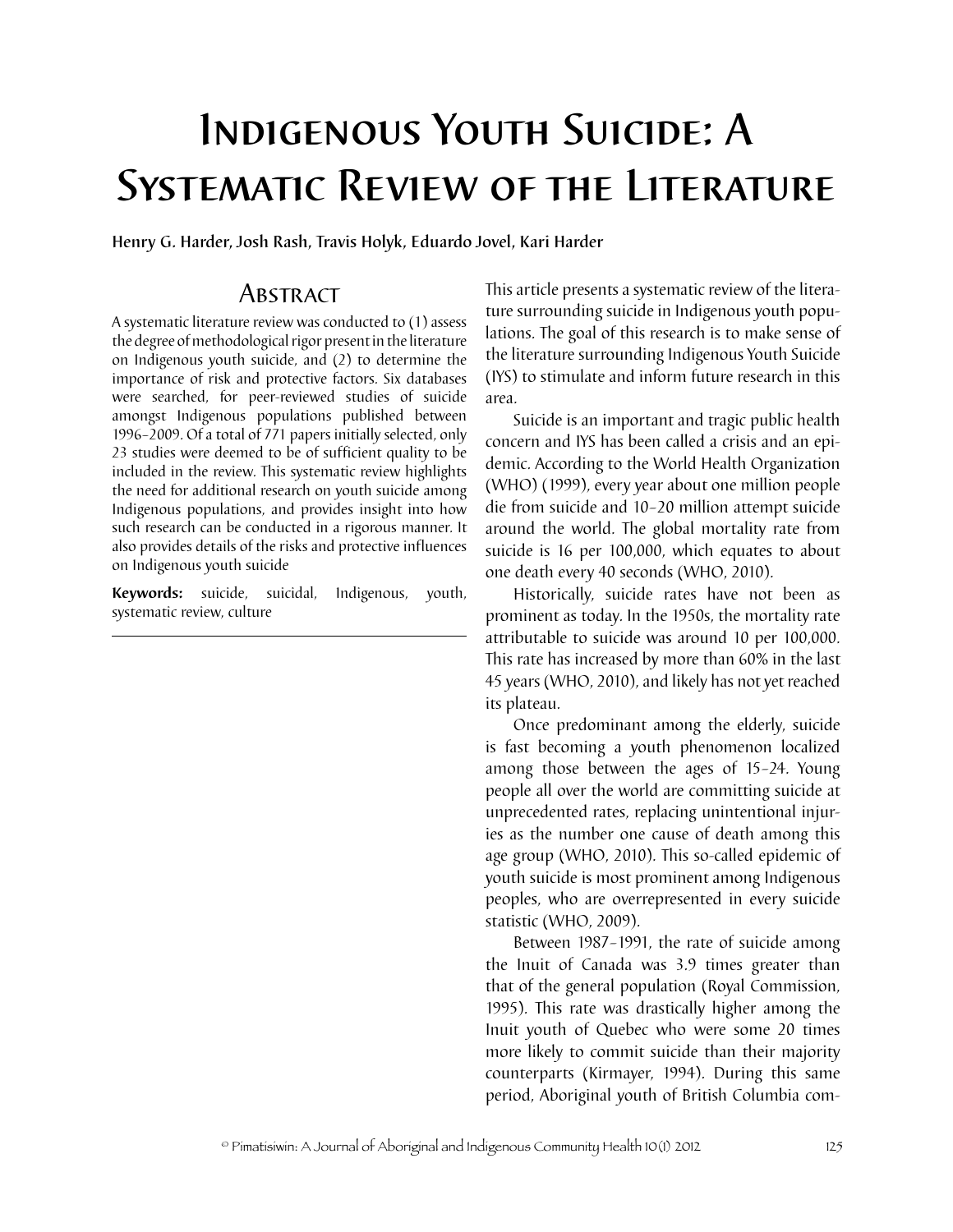# Indigenous Youth Suicide: A Systematic Review of the Literature

**Henry G. Harder, Josh Rash, Travis Holyk, Eduardo Jovel, Kari Harder**

## Abstract

A systematic literature review was conducted to (1) assess the degree of methodological rigor present in the literature on Indigenous youth suicide, and (2) to determine the importance of risk and protective factors. Six databases were searched, for peer-reviewed studies of suicide amongst Indigenous populations published between 1996–2009. Of a total of 771 papers initially selected, only 23 studies were deemed to be of sufficient quality to be included in the review. This systematic review highlights the need for additional research on youth suicide among Indigenous populations, and provides insight into how such research can be conducted in a rigorous manner. It also provides details of the risks and protective influences on Indigenous youth suicide

**Keywords:** suicide, suicidal, Indigenous, youth, systematic review, culture

This article presents a systematic review of the literature surrounding suicide in Indigenous youth populations. The goal of this research is to make sense of the literature surrounding Indigenous Youth Suicide (IYS) to stimulate and inform future research in this area.

Suicide is an important and tragic public health concern and IYS has been called a crisis and an epidemic. According to the World Health Organization (WHO) (1999), every year about one million people die from suicide and 10–20 million attempt suicide around the world. The global mortality rate from suicide is 16 per 100,000, which equates to about one death every 40 seconds (WHO, 2010).

Historically, suicide rates have not been as prominent as today. In the 1950s, the mortality rate attributable to suicide was around 10 per 100,000. This rate has increased by more than 60% in the last 45 years (WHO, 2010), and likely has not yet reached its plateau.

Once predominant among the elderly, suicide is fast becoming a youth phenomenon localized among those between the ages of 15–24. Young people all over the world are committing suicide at unprecedented rates, replacing unintentional injuries as the number one cause of death among this age group (WHO, 2010). This so-called epidemic of youth suicide is most prominent among Indigenous peoples, who are overrepresented in every suicide statistic (WHO, 2009).

Between 1987–1991, the rate of suicide among the Inuit of Canada was 3.9 times greater than that of the general population (Royal Commission, 1995). This rate was drastically higher among the Inuit youth of Quebec who were some 20 times more likely to commit suicide than their majority counterparts (Kirmayer, 1994). During this same period, Aboriginal youth of British Columbia com-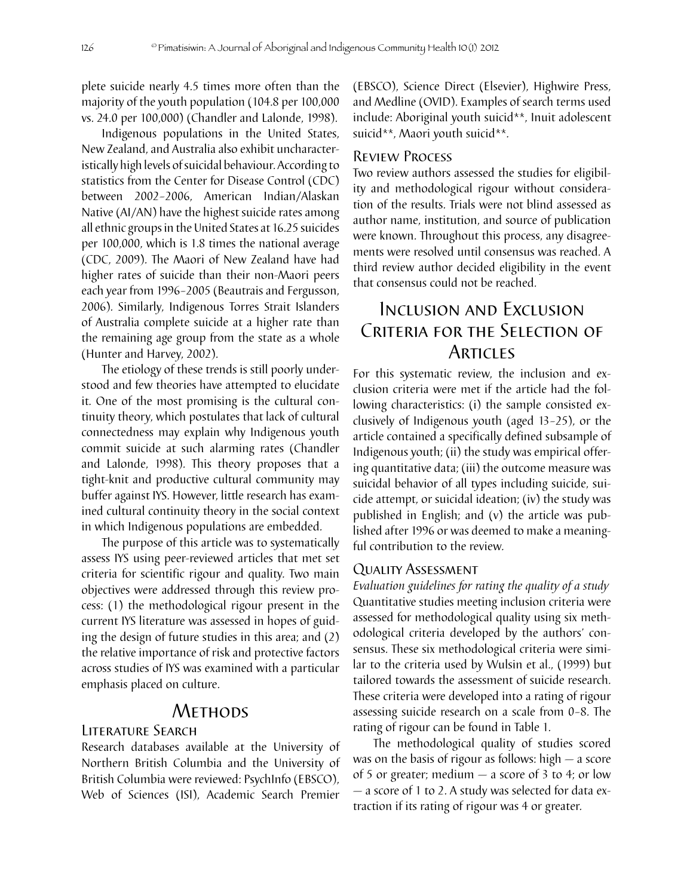plete suicide nearly 4.5 times more often than the majority of the youth population (104.8 per 100,000 vs. 24.0 per 100,000) (Chandler and Lalonde, 1998).

Indigenous populations in the United States, New Zealand, and Australia also exhibit uncharacteristically high levels of suicidal behaviour. According to statistics from the Center for Disease Control (CDC) between 2002–2006, American Indian/Alaskan Native (AI/AN) have the highest suicide rates among all ethnic groups in the United States at 16.25 suicides per 100,000, which is 1.8 times the national average (CDC, 2009). The Maori of New Zealand have had higher rates of suicide than their non-Maori peers each year from 1996–2005 (Beautrais and Fergusson, 2006). Similarly, Indigenous Torres Strait Islanders of Australia complete suicide at a higher rate than the remaining age group from the state as a whole (Hunter and Harvey, 2002).

The etiology of these trends is still poorly understood and few theories have attempted to elucidate it. One of the most promising is the cultural continuity theory, which postulates that lack of cultural connectedness may explain why Indigenous youth commit suicide at such alarming rates (Chandler and Lalonde, 1998). This theory proposes that a tight-knit and productive cultural community may buffer against IYS. However, little research has examined cultural continuity theory in the social context in which Indigenous populations are embedded.

The purpose of this article was to systematically assess IYS using peer-reviewed articles that met set criteria for scientific rigour and quality. Two main objectives were addressed through this review process: (1) the methodological rigour present in the current IYS literature was assessed in hopes of guiding the design of future studies in this area; and (2) the relative importance of risk and protective factors across studies of IYS was examined with a particular emphasis placed on culture.

# Methods

## Literature Search

Research databases available at the University of Northern British Columbia and the University of British Columbia were reviewed: PsychInfo (EBSCO), Web of Sciences (ISI), Academic Search Premier (EBSCO), Science Direct (Elsevier), Highwire Press, and Medline (OVID). Examples of search terms used include: Aboriginal youth suicid**, Inuit adolescent suicid**, Maori youth suicid**.

## Review Process

Two review authors assessed the studies for eligibility and methodological rigour without consideration of the results. Trials were not blind assessed as author name, institution, and source of publication were known. Throughout this process, any disagreements were resolved until consensus was reached. A third review author decided eligibility in the event that consensus could not be reached.

# Inclusion and Exclusion Criteria for the Selection of Articles

For this systematic review, the inclusion and exclusion criteria were met if the article had the following characteristics: (i) the sample consisted exclusively of Indigenous youth (aged 13–25), or the article contained a specifically defined subsample of Indigenous youth; (ii) the study was empirical offering quantitative data; (iii) the outcome measure was suicidal behavior of all types including suicide, suicide attempt, or suicidal ideation; (iv) the study was published in English; and (v) the article was published after 1996 or was deemed to make a meaningful contribution to the review.

## Quality Assessment

*Evaluation guidelines for rating the quality of a study*

Quantitative studies meeting inclusion criteria were assessed for methodological quality using six methodological criteria developed by the authors' consensus. These six methodological criteria were similar to the criteria used by Wulsin et al., (1999) but tailored towards the assessment of suicide research. These criteria were developed into a rating of rigour assessing suicide research on a scale from 0–8. The rating of rigour can be found in Table 1.

The methodological quality of studies scored was on the basis of rigour as follows: high — a score of 5 or greater; medium — a score of 3 to 4; or low — a score of 1 to 2. A study was selected for data extraction if its rating of rigour was 4 or greater.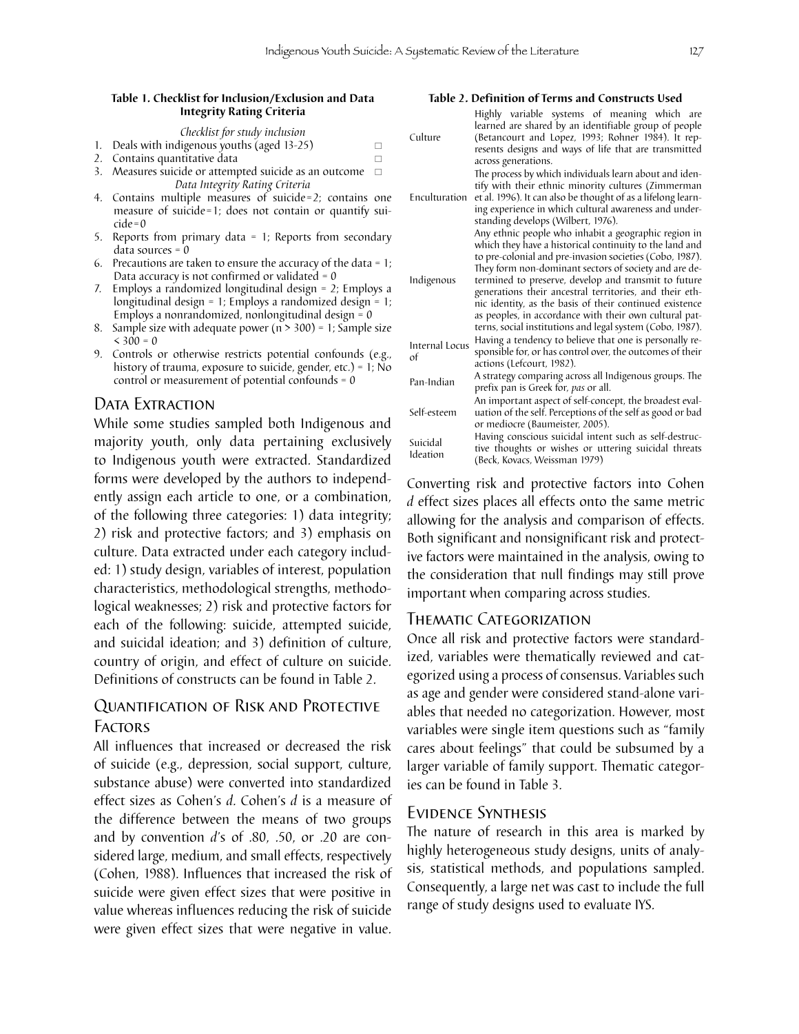**Table 1. Checklist for Inclusion/Exclusion and Data Integrity Rating Criteria**

*Checklist for study inclusion*

1. Deals with indigenous youths (aged 13-25) ☐
2. Contains quantitative data ☐
3. Measures suicide or attempted suicide as an outcome ☐

*Data Integrity Rating Criteria*

4. Contains multiple measures of suicide=2; contains one measure of suicide=1; does not contain or quantify suicide=0
5. Reports from primary data = 1; Reports from secondary data sources = 0
6. Precautions are taken to ensure the accuracy of the data = 1; Data accuracy is not confirmed or validated = 0
7. Employs a randomized longitudinal design = 2; Employs a longitudinal design = 1; Employs a randomized design = 1; Employs a nonrandomized, nonlongitudinal design = 0
8. Sample size with adequate power (n > 300) = 1; Sample size < 300 = 0
9. Controls or otherwise restricts potential confounds (e.g., history of trauma, exposure to suicide, gender, etc.) = 1; No control or measurement of potential confounds = 0

## Data Extraction

While some studies sampled both Indigenous and majority youth, only data pertaining exclusively to Indigenous youth were extracted. Standardized forms were developed by the authors to independently assign each article to one, or a combination, of the following three categories: 1) data integrity; 2) risk and protective factors; and 3) emphasis on culture. Data extracted under each category included: 1) study design, variables of interest, population characteristics, methodological strengths, methodological weaknesses; 2) risk and protective factors for each of the following: suicide, attempted suicide, and suicidal ideation; and 3) definition of culture, country of origin, and effect of culture on suicide. Definitions of constructs can be found in Table 2.

## Quantification of Risk and Protective Factors

All influences that increased or decreased the risk of suicide (e.g., depression, social support, culture, substance abuse) were converted into standardized effect sizes as Cohen's *d*. Cohen's *d* is a measure of the difference between the means of two groups and by convention *d*'s of .80, .50, or .20 are considered large, medium, and small effects, respectively (Cohen, 1988). Influences that increased the risk of suicide were given effect sizes that were positive in value whereas influences reducing the risk of suicide were given effect sizes that were negative in value.

**Table 2. Definition of Terms and Constructs Used**

| Term | Definition |
|---|---|
| Culture | Highly variable systems of meaning which are learned are shared by an identifiable group of people (Betancourt and Lopez, 1993; Rohner 1984). It represents designs and ways of life that are transmitted across generations. |
| Enculturation | The process by which individuals learn about and identify with their ethnic minority cultures (Zimmerman et al. 1996). It can also be thought of as a lifelong learning experience in which cultural awareness and understanding develops (Wilbert, 1976). |
| Indigenous | Any ethnic people who inhabit a geographic region in which they have a historical continuity to the land and to pre-colonial and pre-invasion societies (Cobo, 1987). They form non-dominant sectors of society and are determined to preserve, develop and transmit to future generations their ancestral territories, and their ethnic identity, as the basis of their continued existence as peoples, in accordance with their own cultural patterns, social institutions and legal system (Cobo, 1987). |
| Internal Locus of | Having a tendency to believe that one is personally responsible for, or has control over, the outcomes of their actions (Lefcourt, 1982). |
| Pan-Indian | A strategy comparing across all Indigenous groups. The prefix pan is Greek for, *pas* or all. |
| Self-esteem | An important aspect of self-concept, the broadest evaluation of the self. Perceptions of the self as good or bad or mediocre (Baumeister, 2005). |
| Suicidal Ideation | Having conscious suicidal intent such as self-destructive thoughts or wishes or uttering suicidal threats (Beck, Kovacs, Weissman 1979) |

Converting risk and protective factors into Cohen *d* effect sizes places all effects onto the same metric allowing for the analysis and comparison of effects. Both significant and nonsignificant risk and protective factors were maintained in the analysis, owing to the consideration that null findings may still prove important when comparing across studies.

## Thematic Categorization

Once all risk and protective factors were standardized, variables were thematically reviewed and categorized using a process of consensus. Variables such as age and gender were considered stand-alone variables that needed no categorization. However, most variables were single item questions such as "family cares about feelings" that could be subsumed by a larger variable of family support. Thematic categories can be found in Table 3.

## Evidence Synthesis

The nature of research in this area is marked by highly heterogeneous study designs, units of analysis, statistical methods, and populations sampled. Consequently, a large net was cast to include the full range of study designs used to evaluate IYS.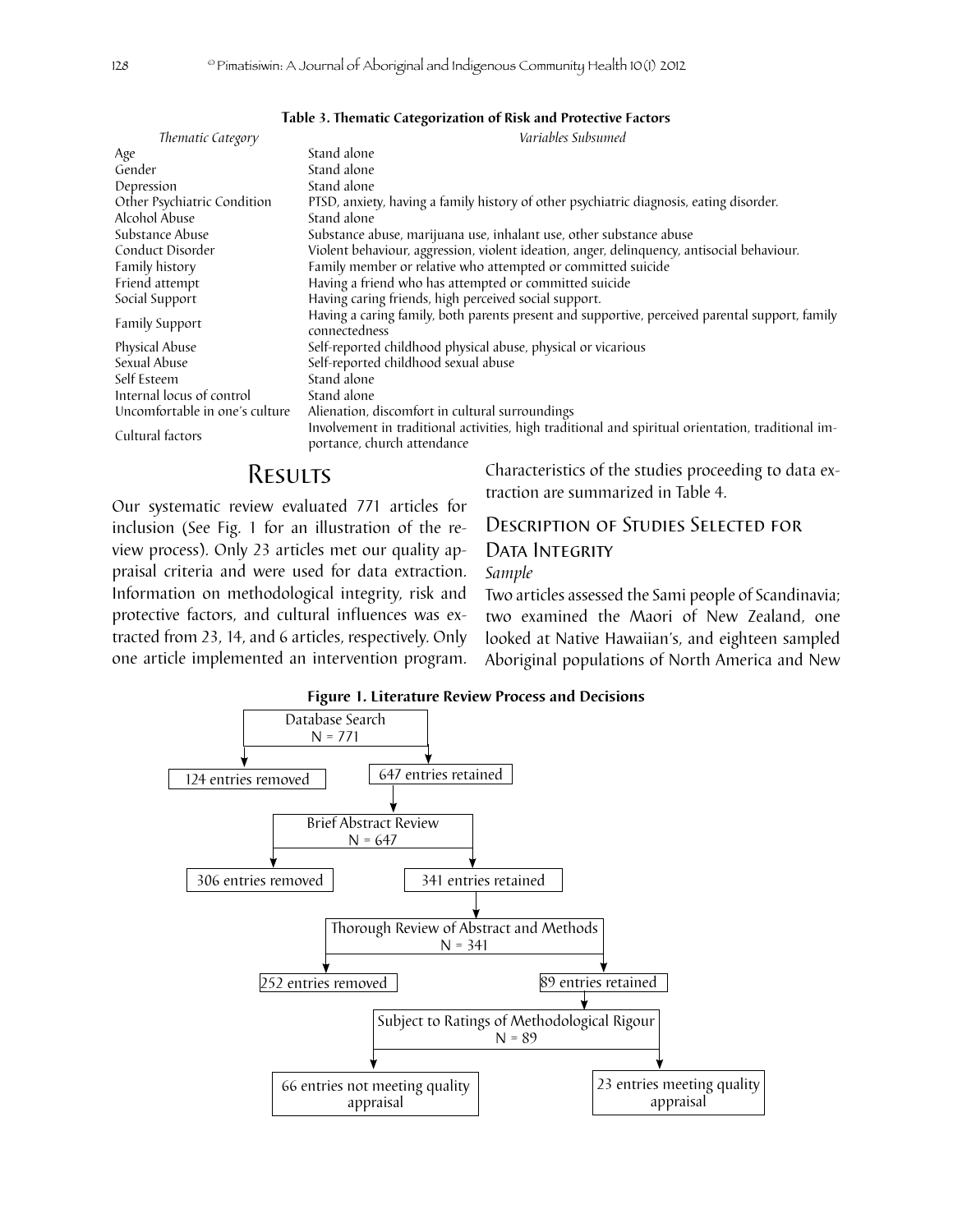**Table 3. Thematic Categorization of Risk and Protective Factors**

| *Thematic Category* | *Variables Subsumed* |
|---|---|
| Age | Stand alone |
| Gender | Stand alone |
| Depression | Stand alone |
| Other Psychiatric Condition | PTSD, anxiety, having a family history of other psychiatric diagnosis, eating disorder. |
| Alcohol Abuse | Stand alone |
| Substance Abuse | Substance abuse, marijuana use, inhalant use, other substance abuse |
| Conduct Disorder | Violent behaviour, aggression, violent ideation, anger, delinquency, antisocial behaviour. |
| Family history | Family member or relative who attempted or committed suicide |
| Friend attempt | Having a friend who has attempted or committed suicide |
| Social Support | Having caring friends, high perceived social support. |
| Family Support | Having a caring family, both parents present and supportive, perceived parental support, family connectedness |
| Physical Abuse | Self-reported childhood physical abuse, physical or vicarious |
| Sexual Abuse | Self-reported childhood sexual abuse |
| Self Esteem | Stand alone |
| Internal locus of control | Stand alone |
| Uncomfortable in one's culture | Alienation, discomfort in cultural surroundings |
| Cultural factors | Involvement in traditional activities, high traditional and spiritual orientation, traditional importance, church attendance |

# Results

Our systematic review evaluated 771 articles for inclusion (See Fig. 1 for an illustration of the review process). Only 23 articles met our quality appraisal criteria and were used for data extraction. Information on methodological integrity, risk and protective factors, and cultural influences was extracted from 23, 14, and 6 articles, respectively. Only one article implemented an intervention program. Characteristics of the studies proceeding to data extraction are summarized in Table 4.

## Description of Studies Selected for Data Integrity

*Sample*

Two articles assessed the Sami people of Scandinavia; two examined the Maori of New Zealand, one looked at Native Hawaiian's, and eighteen sampled Aboriginal populations of North America and New

**Figure 1. Literature Review Process and Decisions**

Database Search N = 771 → 124 entries removed; 647 entries retained

Brief Abstract Review N = 647 → 306 entries removed; 341 entries retained

Thorough Review of Abstract and Methods N = 341 → 252 entries removed; 89 entries retained

Subject to Ratings of Methodological Rigour N = 89 → 66 entries not meeting quality appraisal; 23 entries meeting quality appraisal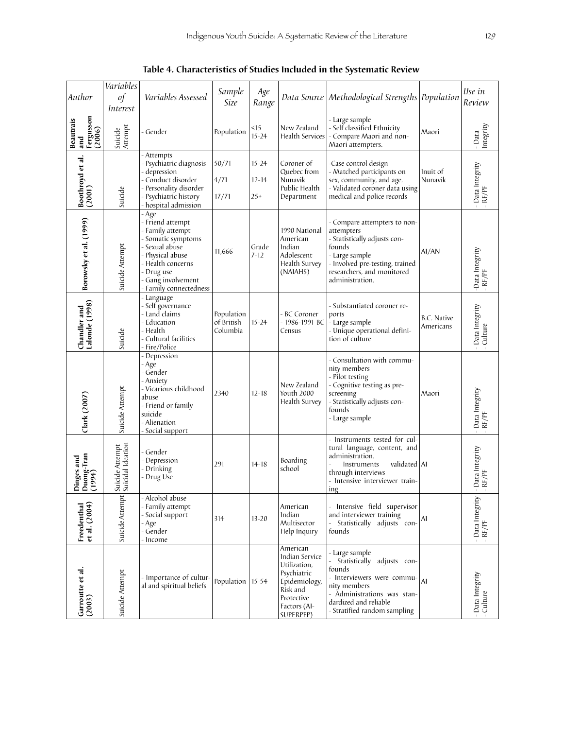**Table 4. Characteristics of Studies Included in the Systematic Review**

| Author | Variables of Interest | Variables Assessed | Sample Size | Age Range | Data Source | Methodological Strengths | Population | Use in Review |
|---|---|---|---|---|---|---|---|---|
| **Beautrais and Fergusson (2006)** | Suicide Attempt | - Gender | Population | <15<br>15-24 | New Zealand Health Services | - Large sample<br>- Self classified Ethnicity<br>- Compare Maori and non-Maori attempters. | Maori | - Data Integrity |
| **Boothroyd et al. (2001)** | Suicide | - Attempts<br>- Psychiatric diagnosis<br>- depression<br>- Conduct disorder<br>- Personality disorder<br>- Psychiatric history<br>- hospital admission | 50/71<br>4/71<br>17/71 | 15-24<br>12-14<br>25+ | Coroner of Quebec from Nunavik Public Health Department | -Case control design<br>- Matched participants on sex, community, and age.<br>- Validated coroner data using medical and police records | Inuit of Nunavik | - Data Integrity<br>- RF/PF |
| **Borowsky et al. (1999)** | Suicide Attempt | - Age<br>- Friend attempt<br>- Family attempt<br>- Somatic symptoms<br>- Sexual abuse<br>- Physical abuse<br>- Health concerns<br>- Drug use<br>- Gang involvement<br>- Family connectedness | 11,666 | Grade 7-12 | 1990 National American Indian Adolescent Health Survey (NAIAHS) | - Compare attempters to non-attempters<br>- Statistically adjusts confounds<br>- Large sample<br>- Involved pre-testing, trained researchers, and monitored administration. | AI/AN | -Data Integrity<br>- RF/PF |
| **Chandler and Lalonde (1998)** | Suicide | - Language<br>- Self governance<br>- Land claims<br>- Education<br>- Health<br>- Cultural facilities<br>- Fire/Police | Population of British Columbia | 15-24 | - BC Coroner<br>- 1986-1991 BC Census | - Substantiated coroner reports<br>- Large sample<br>- Unique operational definition of culture | B.C. Native Americans | - Data Integrity<br>- Culture |
| **Clark (2007)** | Suicide Attempt | - Depression<br>- Age<br>- Gender<br>- Anxiety<br>- Vicarious childhood abuse<br>- Friend or family suicide<br>- Alienation<br>- Social support | 2340 | 12-18 | New Zealand Youth 2000 Health Survey | - Consultation with community members<br>- Pilot testing<br>- Cognitive testing as pre-screening<br>- Statistically adjusts confounds<br>- Large sample | Maori | - Data Integrity<br>- RF/PF |
| **Dinges and Duong-Tran (1994)** | Suicide Attempt<br>Suicidal Ideation | - Gender<br>- Depression<br>- Drinking<br>- Drug Use | 291 | 14-18 | Boarding school | - Instruments tested for cultural language, content, and administration.<br>- Instruments validated through interviews<br>- Intensive interviewer training | AI | - Data Integrity<br>- RF/PF |
| **Freedenthal et al. (2004)** | Suicide Attempt | - Alcohol abuse<br>- Family attempt<br>- Social support<br>- Age<br>- Gender<br>- Income | 314 | 13-20 | American Indian Multisector Help Inquiry | - Intensive field supervisor and interviewer training<br>- Statistically adjusts confounds | AI | - Data Integrity<br>- RF/PF |
| **Garroutte et al. (2003)** | Suicide Attempt | - Importance of cultural and spiritual beliefs | Population | 15-54 | American Indian Service Utilization, Psychiatric Epidemiology, Risk and Protective Factors (AI-SUPERPFP) | - Large sample<br>- Statistically adjusts confounds<br>- Interviewers were community members<br>- Administrations was standardized and reliable<br>- Stratified random sampling | AI | - Data Integrity<br>- Culture |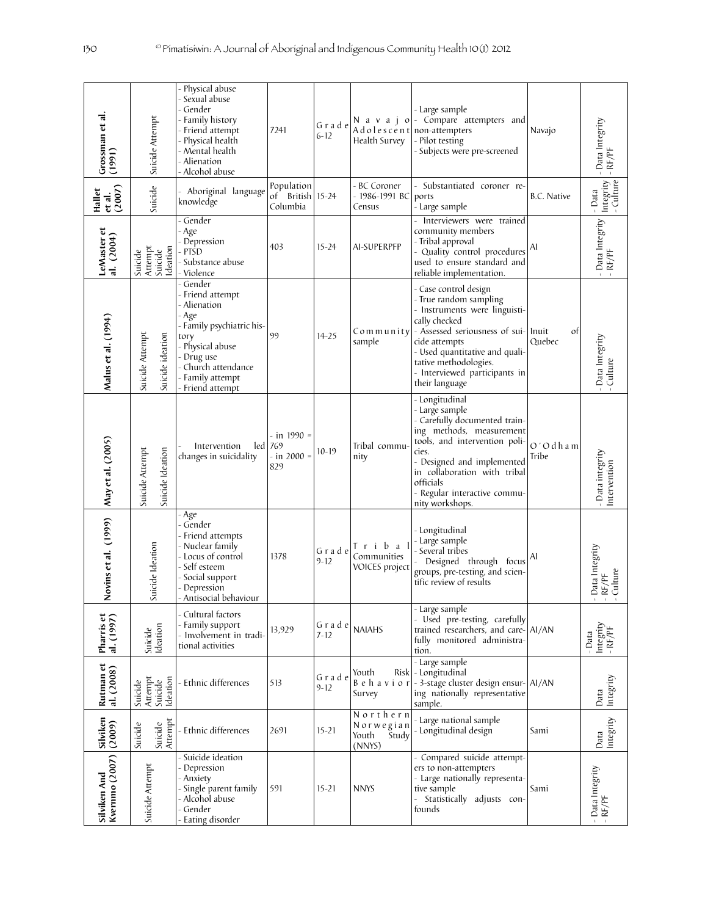| Grossman et al. (1991) | Suicide Attempt | - Physical abuse<br>- Sexual abuse<br>- Gender<br>- Family history<br>- Friend attempt<br>- Physical health<br>- Mental health<br>- Alienation<br>- Alcohol abuse | 7241 | Grade 6-12 | Navajo Adolescent Health Survey | - Large sample<br>- Compare attempters and non-attempters<br>- Pilot testing<br>- Subjects were pre-screened | Navajo | - Data Integrity<br>- RF/PF |
|---|---|---|---|---|---|---|---|---|
| Hallet et al. (2007) | Suicide | - Aboriginal language knowledge | Population of British Columbia | 15-24 | - BC Coroner<br>- 1986-1991 BC Census | - Substantiated coroner reports<br>- Large sample | B.C. Native | - Data Integrity<br>- Culture |
| LeMaster et al. (2004) | Suicide Attempt<br>Suicide Ideation | - Gender<br>- Age<br>- Depression<br>- PTSD<br>- Substance abuse<br>- Violence | 403 | 15-24 | AI-SUPERPFP | - Interviewers were trained community members<br>- Tribal approval<br>- Quality control procedures used to ensure standard and reliable implementation. | AI | - Data Integrity<br>- RF/PF |
| Malus et al. (1994) | Suicide Attempt<br>Suicide ideation | - Gender<br>- Friend attempt<br>- Alienation<br>- Age<br>- Family psychiatric history<br>- Physical abuse<br>- Drug use<br>- Church attendance<br>- Family attempt<br>- Friend attempt | 99 | 14-25 | Community sample | - Case control design<br>- True random sampling<br>- Instruments were linguistically checked<br>- Assessed seriousness of suicide attempts<br>- Used quantitative and qualitative methodologies.<br>- Interviewed participants in their language | Inuit of Quebec | - Data Integrity<br>- Culture |
| May et al. (2005) | Suicide Attempt<br>Suicide Ideation | - Intervention led changes in suicidality | - in 1990 = 769<br>- in 2000 = 829 | 10-19 | Tribal community | - Longitudinal<br>- Large sample<br>- Carefully documented training methods, measurement tools, and intervention policies.<br>- Designed and implemented in collaboration with tribal officials<br>- Regular interactive community workshops. | O'Odham Tribe | - Data integrity<br>Intervention |
| Novins et al. (1999) | Suicide Ideation | - Age<br>- Gender<br>- Friend attempts<br>- Nuclear family<br>- Locus of control<br>- Self esteem<br>- Social support<br>- Depression<br>- Antisocial behaviour | 1378 | Grade 9-12 | Tribal Communities VOICES project | - Longitudinal<br>- Large sample<br>- Several tribes<br>- Designed through focus groups, pre-testing, and scientific review of results | AI | - Data Integrity<br>- RF/PF<br>- Culture |
| Pharris et al. (1997) | Suicide Ideation | - Cultural factors<br>- Family support<br>- Involvement in traditional activities | 13,929 | Grade 7-12 | NAIAHS | - Large sample<br>- Used pre-testing, carefully trained researchers, and carefully monitored administration. | AI/AN | - Data Integrity<br>- RF/PF |
| Rutman et al. (2008) | Suicide Attempt<br>Suicide Ideation | - Ethnic differences | 513 | Grade 9-12 | Youth Risk Behavior Survey | - Large sample<br>- Longitudinal<br>- 3-stage cluster design ensuring nationally representative sample. | AI/AN | Data Integrity |
| Silviken (2009) | Suicide<br>Suicide Attempt | - Ethnic differences | 2691 | 15-21 | Northern Norwegian Youth Study (NNYS) | - Large national sample<br>- Longitudinal design | Sami | Data Integrity |
| Silviken And Kvernmo (2007) | Suicide Attempt | - Suicide ideation<br>- Depression<br>- Anxiety<br>- Single parent family<br>- Alcohol abuse<br>- Gender<br>- Eating disorder | 591 | 15-21 | NNYS | - Compared suicide attempters to non-attempters<br>- Large nationally representative sample<br>- Statistically adjusts confounds | Sami | - Data Integrity<br>- RF/PF |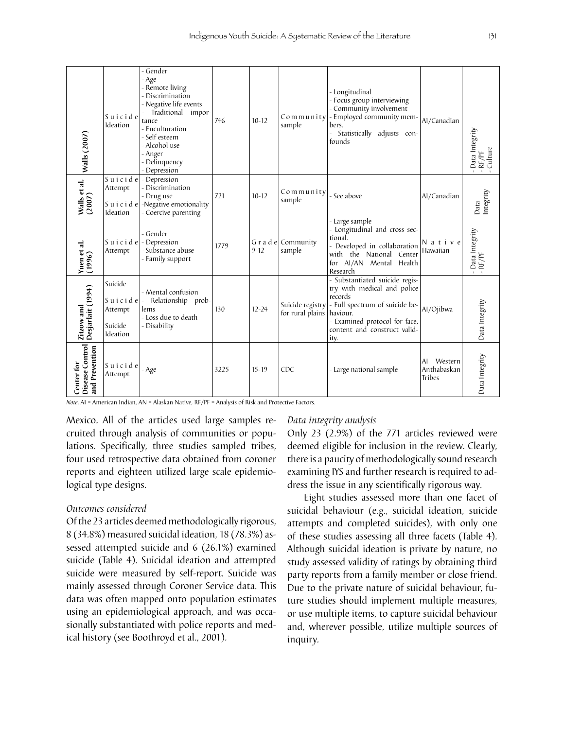| Walls (2007) | Suicide Ideation | - Gender<br>- Age<br>- Remote living<br>- Discrimination<br>- Negative life events<br>- Traditional importance<br>- Enculturation<br>- Self esteem<br>- Alcohol use<br>- Anger<br>- Delinquency<br>- Depression | 746 | 10-12 | Community sample | - Longitudinal<br>- Focus group interviewing<br>- Community involvement<br>- Employed community members.<br>- Statistically adjusts confounds | AI/Canadian | - Data Integrity<br>- RF/PF<br>- Culture |
|---|---|---|---|---|---|---|---|---|
| Walls et al. (2007) | Suicide Attempt<br>Suicide Ideation | - Depression<br>- Discrimination<br>- Drug use<br>-Negative emotionality<br>- Coercive parenting | 721 | 10-12 | Community sample | - See above | AI/Canadian | Data Integrity |
| Yuen et al. (1996) | Suicide Attempt | - Gender<br>- Depression<br>- Substance abuse<br>- Family support | 1779 | Grade 9-12 | Community sample | - Large sample<br>- Longitudinal and cross sectional.<br>- Developed in collaboration with the National Center for AI/AN Mental Health Research | Native Hawaiian | - Data Integrity<br>- RF/PF |
| Zitzow and Desjarlait (1994) | Suicide<br>Suicide Attempt<br>Suicide Ideation | - Mental confusion<br>- Relationship problems<br>- Loss due to death<br>- Disability | 130 | 12-24 | Suicide registry for rural plains | - Substantiated suicide registry with medical and police records<br>- Full spectrum of suicide behaviour.<br>- Examined protocol for face, content and construct validity. | AI/Ojibwa | Data Integrity |
| Center for Disease Control and Prevention | Suicide Attempt | - Age | 3225 | 15-19 | CDC | - Large national sample | AI Western Anthabaskan Tribes | Data Integrity |

*Note*. AI = American Indian, AN = Alaskan Native, RF/PF = Analysis of Risk and Protective Factors.

Mexico. All of the articles used large samples recruited through analysis of communities or populations. Specifically, three studies sampled tribes, four used retrospective data obtained from coroner reports and eighteen utilized large scale epidemiological type designs.

*Outcomes considered*

Of the 23 articles deemed methodologically rigorous, 8 (34.8%) measured suicidal ideation, 18 (78.3%) assessed attempted suicide and 6 (26.1%) examined suicide (Table 4). Suicidal ideation and attempted suicide were measured by self-report. Suicide was mainly assessed through Coroner Service data. This data was often mapped onto population estimates using an epidemiological approach, and was occasionally substantiated with police reports and medical history (see Boothroyd et al., 2001).

*Data integrity analysis*

Only 23 (2.9%) of the 771 articles reviewed were deemed eligible for inclusion in the review. Clearly, there is a paucity of methodologically sound research examining IYS and further research is required to address the issue in any scientifically rigorous way.

Eight studies assessed more than one facet of suicidal behaviour (e.g., suicidal ideation, suicide attempts and completed suicides), with only one of these studies assessing all three facets (Table 4). Although suicidal ideation is private by nature, no study assessed validity of ratings by obtaining third party reports from a family member or close friend. Due to the private nature of suicidal behaviour, future studies should implement multiple measures, or use multiple items, to capture suicidal behaviour and, wherever possible, utilize multiple sources of inquiry.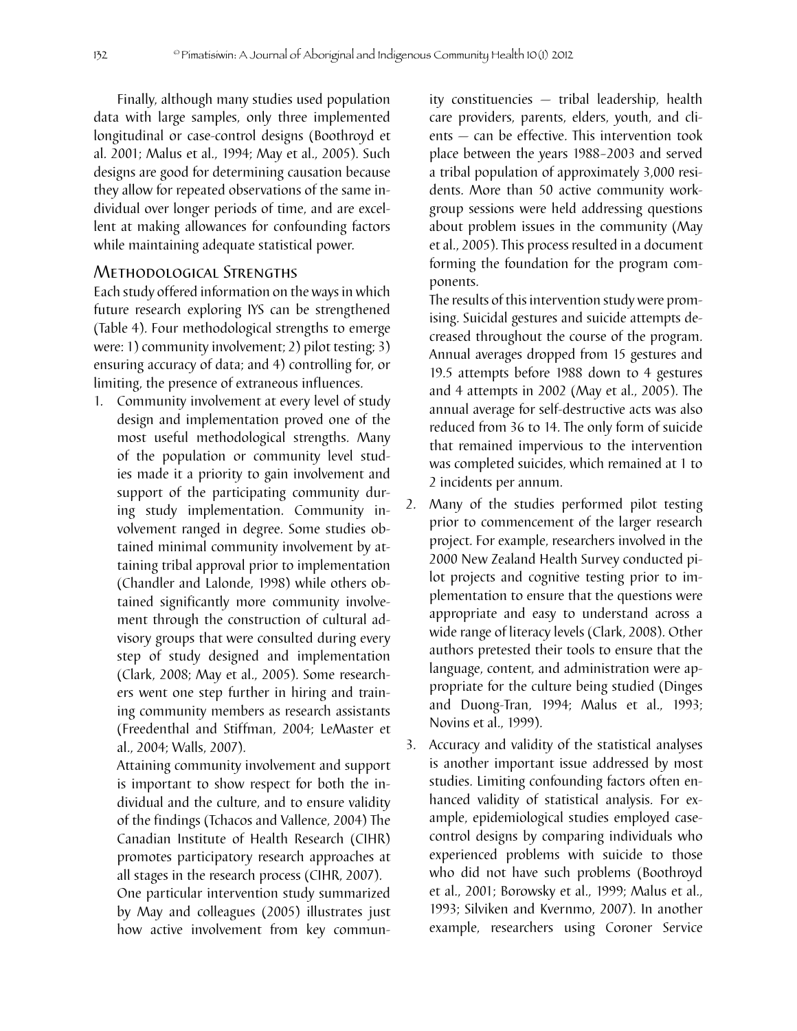Finally, although many studies used population data with large samples, only three implemented longitudinal or case-control designs (Boothroyd et al. 2001; Malus et al., 1994; May et al., 2005). Such designs are good for determining causation because they allow for repeated observations of the same individual over longer periods of time, and are excellent at making allowances for confounding factors while maintaining adequate statistical power.

## Methodological Strengths

Each study offered information on the ways in which future research exploring IYS can be strengthened (Table 4). Four methodological strengths to emerge were: 1) community involvement; 2) pilot testing; 3) ensuring accuracy of data; and 4) controlling for, or limiting, the presence of extraneous influences.

1. Community involvement at every level of study design and implementation proved one of the most useful methodological strengths. Many of the population or community level studies made it a priority to gain involvement and support of the participating community during study implementation. Community involvement ranged in degree. Some studies obtained minimal community involvement by attaining tribal approval prior to implementation (Chandler and Lalonde, 1998) while others obtained significantly more community involvement through the construction of cultural advisory groups that were consulted during every step of study designed and implementation (Clark, 2008; May et al., 2005). Some researchers went one step further in hiring and training community members as research assistants (Freedenthal and Stiffman, 2004; LeMaster et al., 2004; Walls, 2007).

   Attaining community involvement and support is important to show respect for both the individual and the culture, and to ensure validity of the findings (Tchacos and Vallence, 2004) The Canadian Institute of Health Research (CIHR) promotes participatory research approaches at all stages in the research process (CIHR, 2007).

   One particular intervention study summarized by May and colleagues (2005) illustrates just how active involvement from key community constituencies — tribal leadership, health care providers, parents, elders, youth, and clients — can be effective. This intervention took place between the years 1988–2003 and served a tribal population of approximately 3,000 residents. More than 50 active community workgroup sessions were held addressing questions about problem issues in the community (May et al., 2005). This process resulted in a document forming the foundation for the program components.

   The results of this intervention study were promising. Suicidal gestures and suicide attempts decreased throughout the course of the program. Annual averages dropped from 15 gestures and 19.5 attempts before 1988 down to 4 gestures and 4 attempts in 2002 (May et al., 2005). The annual average for self-destructive acts was also reduced from 36 to 14. The only form of suicide that remained impervious to the intervention was completed suicides, which remained at 1 to 2 incidents per annum.

2. Many of the studies performed pilot testing prior to commencement of the larger research project. For example, researchers involved in the 2000 New Zealand Health Survey conducted pilot projects and cognitive testing prior to implementation to ensure that the questions were appropriate and easy to understand across a wide range of literacy levels (Clark, 2008). Other authors pretested their tools to ensure that the language, content, and administration were appropriate for the culture being studied (Dinges and Duong-Tran, 1994; Malus et al., 1993; Novins et al., 1999).

3. Accuracy and validity of the statistical analyses is another important issue addressed by most studies. Limiting confounding factors often enhanced validity of statistical analysis. For example, epidemiological studies employed case-control designs by comparing individuals who experienced problems with suicide to those who did not have such problems (Boothroyd et al., 2001; Borowsky et al., 1999; Malus et al., 1993; Silviken and Kvernmo, 2007). In another example, researchers using Coroner Service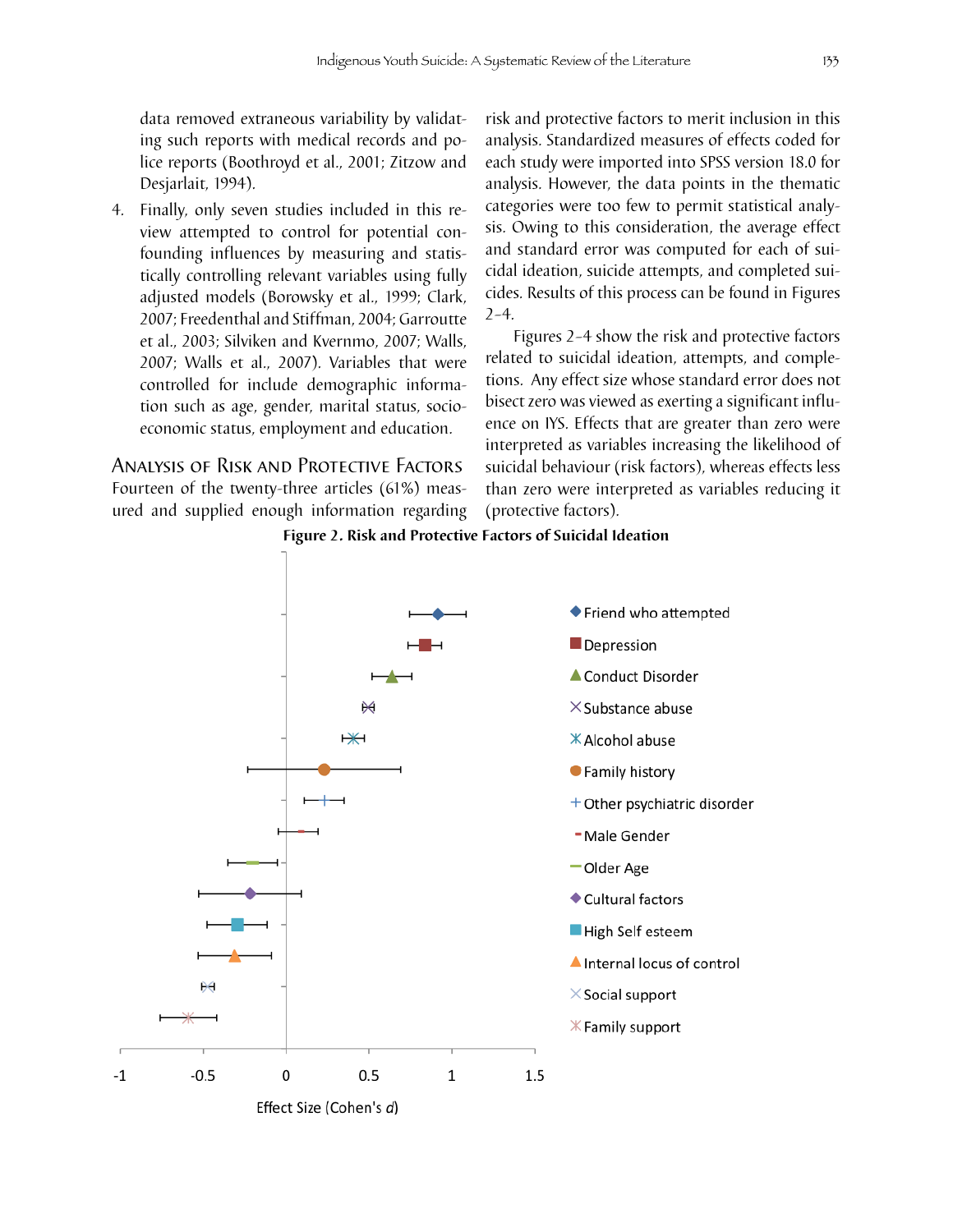data removed extraneous variability by validating such reports with medical records and police reports (Boothroyd et al., 2001; Zitzow and Desjarlait, 1994).

4. Finally, only seven studies included in this review attempted to control for potential confounding influences by measuring and statistically controlling relevant variables using fully adjusted models (Borowsky et al., 1999; Clark, 2007; Freedenthal and Stiffman, 2004; Garroutte et al., 2003; Silviken and Kvernmo, 2007; Walls, 2007; Walls et al., 2007). Variables that were controlled for include demographic information such as age, gender, marital status, socioeconomic status, employment and education.

## Analysis of Risk and Protective Factors

Fourteen of the twenty-three articles (61%) measured and supplied enough information regarding risk and protective factors to merit inclusion in this analysis. Standardized measures of effects coded for each study were imported into SPSS version 18.0 for analysis. However, the data points in the thematic categories were too few to permit statistical analysis. Owing to this consideration, the average effect and standard error was computed for each of suicidal ideation, suicide attempts, and completed suicides. Results of this process can be found in Figures 2–4.

Figures 2–4 show the risk and protective factors related to suicidal ideation, attempts, and completions. Any effect size whose standard error does not bisect zero was viewed as exerting a significant influence on IYS. Effects that are greater than zero were interpreted as variables increasing the likelihood of suicidal behaviour (risk factors), whereas effects less than zero were interpreted as variables reducing it (protective factors).

**Figure 2. Risk and Protective Factors of Suicidal Ideation**

Legend: Friend who attempted; Depression; Conduct Disorder; Substance abuse; Alcohol abuse; Family history; Other psychiatric disorder; Male Gender; Older Age; Cultural factors; High Self esteem; Internal locus of control; Social support; Family support

Effect Size (Cohen's *d*)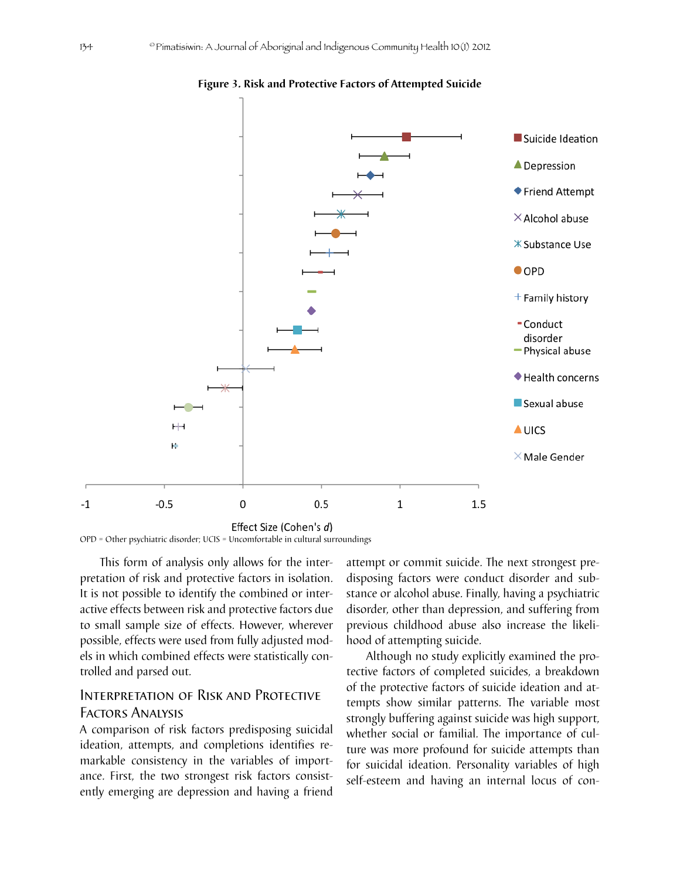**Figure 3. Risk and Protective Factors of Attempted Suicide**

Suicide Ideation, Depression, Friend Attempt, Alcohol abuse, Substance Use, OPD, Family history, Conduct disorder, Physical abuse, Health concerns, Sexual abuse, UICS, Male Gender

Effect Size (Cohen's *d*)

OPD = Other psychiatric disorder; UCIS = Uncomfortable in cultural surroundings

This form of analysis only allows for the interpretation of risk and protective factors in isolation. It is not possible to identify the combined or interactive effects between risk and protective factors due to small sample size of effects. However, wherever possible, effects were used from fully adjusted models in which combined effects were statistically controlled and parsed out.

## Interpretation of Risk and Protective Factors Analysis

A comparison of risk factors predisposing suicidal ideation, attempts, and completions identifies remarkable consistency in the variables of importance. First, the two strongest risk factors consistently emerging are depression and having a friend attempt or commit suicide. The next strongest predisposing factors were conduct disorder and substance or alcohol abuse. Finally, having a psychiatric disorder, other than depression, and suffering from previous childhood abuse also increase the likelihood of attempting suicide.

Although no study explicitly examined the protective factors of completed suicides, a breakdown of the protective factors of suicide ideation and attempts show similar patterns. The variable most strongly buffering against suicide was high support, whether social or familial. The importance of culture was more profound for suicide attempts than for suicidal ideation. Personality variables of high self-esteem and having an internal locus of con-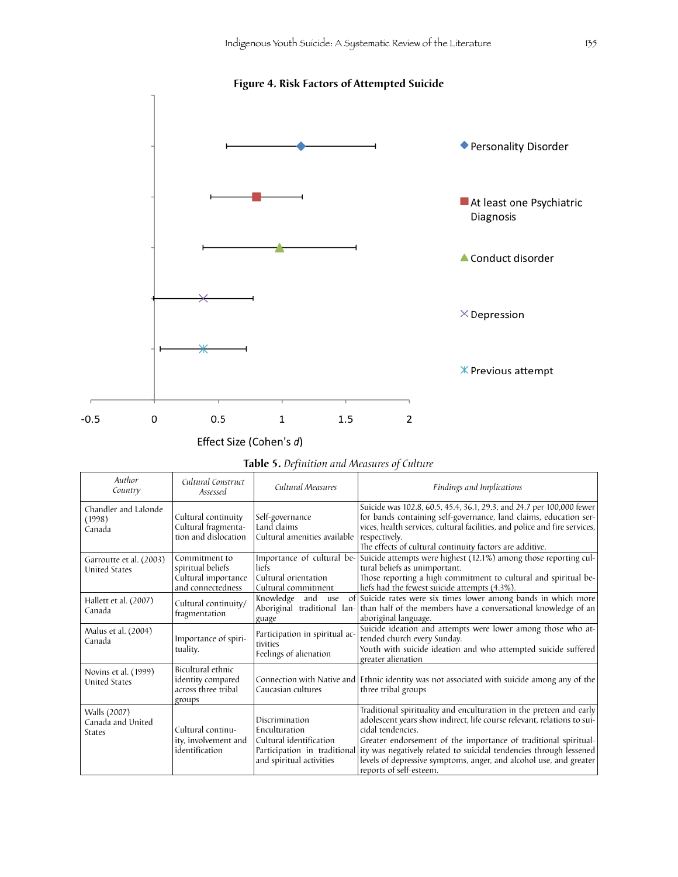**Figure 4. Risk Factors of Attempted Suicide**

| Risk factor | Effect Size (Cohen's $d$) |
|---|---|
| Personality Disorder | ~1.15 (CI ~0.57 to ~1.74) |
| At least one Psychiatric Diagnosis | ~0.80 (CI ~0.44 to ~1.16) |
| Conduct disorder | ~0.98 (CI ~0.38 to ~1.58) |
| Depression | ~0.39 (CI ~0 to ~0.78) |
| Previous attempt | ~0.38 (CI ~0.05 to ~0.72) |

Effect Size (Cohen's *d*)

**Table 5.** *Definition and Measures of Culture*

| *Author Country* | *Cultural Construct Assessed* | *Cultural Measures* | *Findings and Implications* |
|---|---|---|---|
| Chandler and Lalonde (1998) Canada | Cultural continuity Cultural fragmentation and dislocation | Self-governance Land claims Cultural amenities available | Suicide was 102.8, 60.5, 45.4, 36.1, 29.3, and 24.7 per 100,000 fewer for bands containing self-governance, land claims, education services, health services, cultural facilities, and police and fire services, respectively. The effects of cultural continuity factors are additive. |
| Garroutte et al. (2003) United States | Commitment to spiritual beliefs Cultural importance and connectedness | Importance of cultural beliefs Cultural orientation Cultural commitment | Suicide attempts were highest (12.1%) among those reporting cultural beliefs as unimportant. Those reporting a high commitment to cultural and spiritual beliefs had the fewest suicide attempts (4.3%). |
| Hallett et al. (2007) Canada | Cultural continuity/ fragmentation | Knowledge and use of Aboriginal traditional language | Suicide rates were six times lower among bands in which more than half of the members have a conversational knowledge of an aboriginal language. |
| Malus et al. (2004) Canada | Importance of spirituality. | Participation in spiritual activities Feelings of alienation | Suicide ideation and attempts were lower among those who attended church every Sunday. Youth with suicide ideation and who attempted suicide suffered greater alienation |
| Novins et al. (1999) United States | Bicultural ethnic identity compared across three tribal groups | Connection with Native and Caucasian cultures | Ethnic identity was not associated with suicide among any of the three tribal groups |
| Walls (2007) Canada and United States | Cultural continuity, involvement and identification | Discrimination Enculturation Cultural identification Participation in traditional and spiritual activities | Traditional spirituality and enculturation in the preteen and early adolescent years show indirect, life course relevant, relations to suicidal tendencies. Greater endorsement of the importance of traditional spirituality was negatively related to suicidal tendencies through lessened levels of depressive symptoms, anger, and alcohol use, and greater reports of self-esteem. |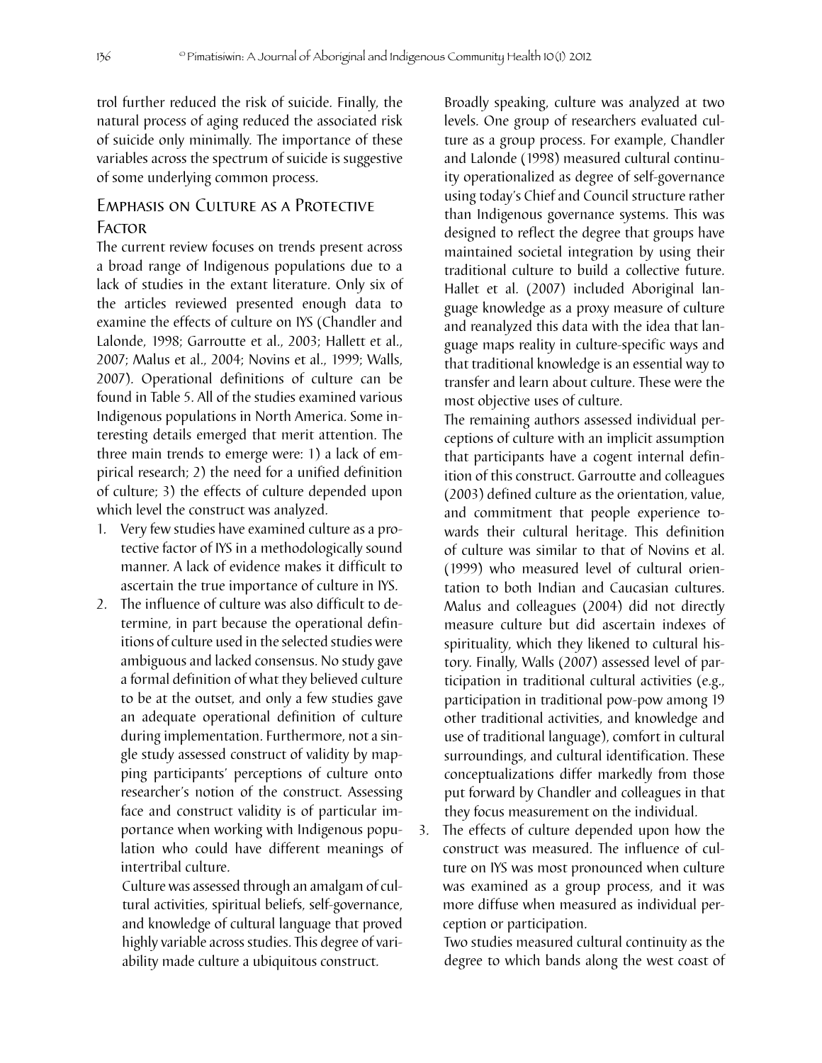trol further reduced the risk of suicide. Finally, the natural process of aging reduced the associated risk of suicide only minimally. The importance of these variables across the spectrum of suicide is suggestive of some underlying common process.

## Emphasis on Culture as a Protective Factor

The current review focuses on trends present across a broad range of Indigenous populations due to a lack of studies in the extant literature. Only six of the articles reviewed presented enough data to examine the effects of culture on IYS (Chandler and Lalonde, 1998; Garroutte et al., 2003; Hallett et al., 2007; Malus et al., 2004; Novins et al., 1999; Walls, 2007). Operational definitions of culture can be found in Table 5. All of the studies examined various Indigenous populations in North America. Some interesting details emerged that merit attention. The three main trends to emerge were: 1) a lack of empirical research; 2) the need for a unified definition of culture; 3) the effects of culture depended upon which level the construct was analyzed.

1. Very few studies have examined culture as a protective factor of IYS in a methodologically sound manner. A lack of evidence makes it difficult to ascertain the true importance of culture in IYS.
2. The influence of culture was also difficult to determine, in part because the operational definitions of culture used in the selected studies were ambiguous and lacked consensus. No study gave a formal definition of what they believed culture to be at the outset, and only a few studies gave an adequate operational definition of culture during implementation. Furthermore, not a single study assessed construct of validity by mapping participants' perceptions of culture onto researcher's notion of the construct. Assessing face and construct validity is of particular importance when working with Indigenous population who could have different meanings of intertribal culture.

   Culture was assessed through an amalgam of cultural activities, spiritual beliefs, self-governance, and knowledge of cultural language that proved highly variable across studies. This degree of variability made culture a ubiquitous construct.

   Broadly speaking, culture was analyzed at two levels. One group of researchers evaluated culture as a group process. For example, Chandler and Lalonde (1998) measured cultural continuity operationalized as degree of self-governance using today's Chief and Council structure rather than Indigenous governance systems. This was designed to reflect the degree that groups have maintained societal integration by using their traditional culture to build a collective future. Hallet et al. (2007) included Aboriginal language knowledge as a proxy measure of culture and reanalyzed this data with the idea that language maps reality in culture-specific ways and that traditional knowledge is an essential way to transfer and learn about culture. These were the most objective uses of culture.

   The remaining authors assessed individual perceptions of culture with an implicit assumption that participants have a cogent internal definition of this construct. Garroutte and colleagues (2003) defined culture as the orientation, value, and commitment that people experience towards their cultural heritage. This definition of culture was similar to that of Novins et al. (1999) who measured level of cultural orientation to both Indian and Caucasian cultures. Malus and colleagues (2004) did not directly measure culture but did ascertain indexes of spirituality, which they likened to cultural history. Finally, Walls (2007) assessed level of participation in traditional cultural activities (e.g., participation in traditional pow-pow among 19 other traditional activities, and knowledge and use of traditional language), comfort in cultural surroundings, and cultural identification. These conceptualizations differ markedly from those put forward by Chandler and colleagues in that they focus measurement on the individual.
3. The effects of culture depended upon how the construct was measured. The influence of culture on IYS was most pronounced when culture was examined as a group process, and it was more diffuse when measured as individual perception or participation.

   Two studies measured cultural continuity as the degree to which bands along the west coast of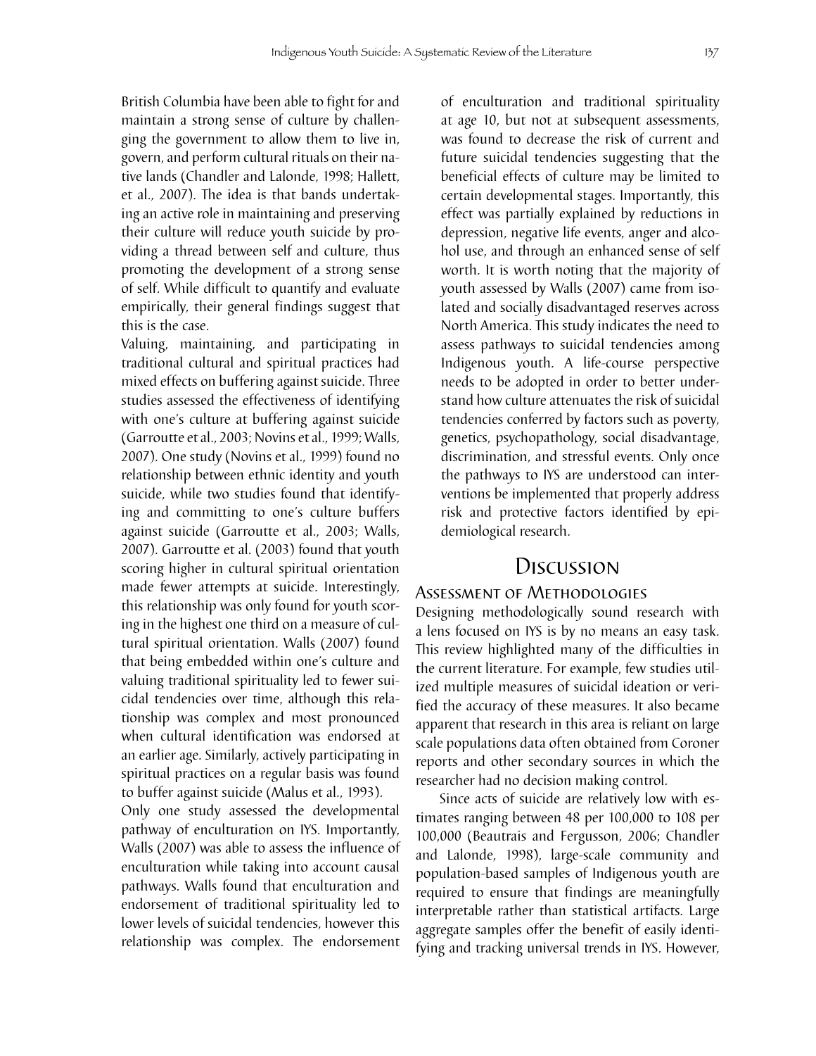British Columbia have been able to fight for and maintain a strong sense of culture by challenging the government to allow them to live in, govern, and perform cultural rituals on their native lands (Chandler and Lalonde, 1998; Hallett, et al., 2007). The idea is that bands undertaking an active role in maintaining and preserving their culture will reduce youth suicide by providing a thread between self and culture, thus promoting the development of a strong sense of self. While difficult to quantify and evaluate empirically, their general findings suggest that this is the case.

Valuing, maintaining, and participating in traditional cultural and spiritual practices had mixed effects on buffering against suicide. Three studies assessed the effectiveness of identifying with one's culture at buffering against suicide (Garroutte et al., 2003; Novins et al., 1999; Walls, 2007). One study (Novins et al., 1999) found no relationship between ethnic identity and youth suicide, while two studies found that identifying and committing to one's culture buffers against suicide (Garroutte et al., 2003; Walls, 2007). Garroutte et al. (2003) found that youth scoring higher in cultural spiritual orientation made fewer attempts at suicide. Interestingly, this relationship was only found for youth scoring in the highest one third on a measure of cultural spiritual orientation. Walls (2007) found that being embedded within one's culture and valuing traditional spirituality led to fewer suicidal tendencies over time, although this relationship was complex and most pronounced when cultural identification was endorsed at an earlier age. Similarly, actively participating in spiritual practices on a regular basis was found to buffer against suicide (Malus et al., 1993).

Only one study assessed the developmental pathway of enculturation on IYS. Importantly, Walls (2007) was able to assess the influence of enculturation while taking into account causal pathways. Walls found that enculturation and endorsement of traditional spirituality led to lower levels of suicidal tendencies, however this relationship was complex. The endorsement of enculturation and traditional spirituality at age 10, but not at subsequent assessments, was found to decrease the risk of current and future suicidal tendencies suggesting that the beneficial effects of culture may be limited to certain developmental stages. Importantly, this effect was partially explained by reductions in depression, negative life events, anger and alcohol use, and through an enhanced sense of self worth. It is worth noting that the majority of youth assessed by Walls (2007) came from isolated and socially disadvantaged reserves across North America. This study indicates the need to assess pathways to suicidal tendencies among Indigenous youth. A life-course perspective needs to be adopted in order to better understand how culture attenuates the risk of suicidal tendencies conferred by factors such as poverty, genetics, psychopathology, social disadvantage, discrimination, and stressful events. Only once the pathways to IYS are understood can interventions be implemented that properly address risk and protective factors identified by epidemiological research.

# Discussion

## Assessment of Methodologies

Designing methodologically sound research with a lens focused on IYS is by no means an easy task. This review highlighted many of the difficulties in the current literature. For example, few studies utilized multiple measures of suicidal ideation or verified the accuracy of these measures. It also became apparent that research in this area is reliant on large scale populations data often obtained from Coroner reports and other secondary sources in which the researcher had no decision making control.

Since acts of suicide are relatively low with estimates ranging between 48 per 100,000 to 108 per 100,000 (Beautrais and Fergusson, 2006; Chandler and Lalonde, 1998), large-scale community and population-based samples of Indigenous youth are required to ensure that findings are meaningfully interpretable rather than statistical artifacts. Large aggregate samples offer the benefit of easily identifying and tracking universal trends in IYS. However,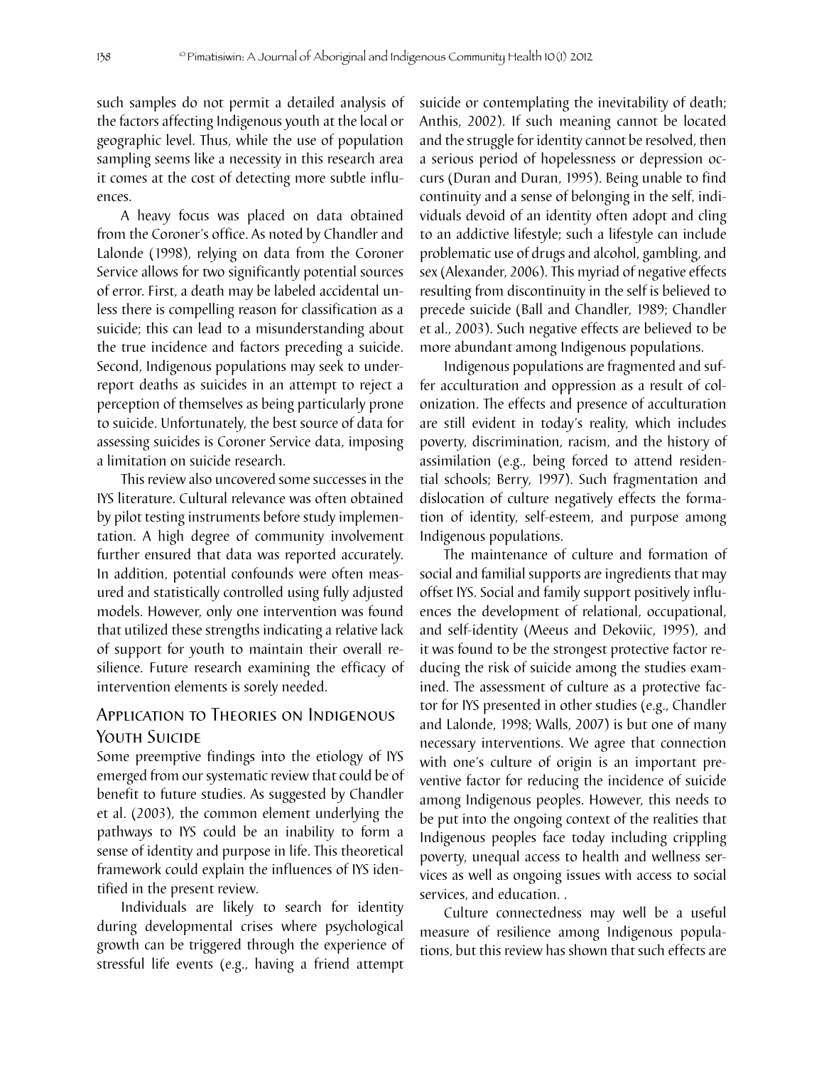such samples do not permit a detailed analysis of the factors affecting Indigenous youth at the local or geographic level. Thus, while the use of population sampling seems like a necessity in this research area it comes at the cost of detecting more subtle influences.

A heavy focus was placed on data obtained from the Coroner's office. As noted by Chandler and Lalonde (1998), relying on data from the Coroner Service allows for two significantly potential sources of error. First, a death may be labeled accidental unless there is compelling reason for classification as a suicide; this can lead to a misunderstanding about the true incidence and factors preceding a suicide. Second, Indigenous populations may seek to underreport deaths as suicides in an attempt to reject a perception of themselves as being particularly prone to suicide. Unfortunately, the best source of data for assessing suicides is Coroner Service data, imposing a limitation on suicide research.

This review also uncovered some successes in the IYS literature. Cultural relevance was often obtained by pilot testing instruments before study implementation. A high degree of community involvement further ensured that data was reported accurately. In addition, potential confounds were often measured and statistically controlled using fully adjusted models. However, only one intervention was found that utilized these strengths indicating a relative lack of support for youth to maintain their overall resilience. Future research examining the efficacy of intervention elements is sorely needed.

## Application to Theories on Indigenous Youth Suicide

Some preemptive findings into the etiology of IYS emerged from our systematic review that could be of benefit to future studies. As suggested by Chandler et al. (2003), the common element underlying the pathways to IYS could be an inability to form a sense of identity and purpose in life. This theoretical framework could explain the influences of IYS identified in the present review.

Individuals are likely to search for identity during developmental crises where psychological growth can be triggered through the experience of stressful life events (e.g., having a friend attempt suicide or contemplating the inevitability of death; Anthis, 2002). If such meaning cannot be located and the struggle for identity cannot be resolved, then a serious period of hopelessness or depression occurs (Duran and Duran, 1995). Being unable to find continuity and a sense of belonging in the self, individuals devoid of an identity often adopt and cling to an addictive lifestyle; such a lifestyle can include problematic use of drugs and alcohol, gambling, and sex (Alexander, 2006). This myriad of negative effects resulting from discontinuity in the self is believed to precede suicide (Ball and Chandler, 1989; Chandler et al., 2003). Such negative effects are believed to be more abundant among Indigenous populations.

Indigenous populations are fragmented and suffer acculturation and oppression as a result of colonization. The effects and presence of acculturation are still evident in today's reality, which includes poverty, discrimination, racism, and the history of assimilation (e.g., being forced to attend residential schools; Berry, 1997). Such fragmentation and dislocation of culture negatively effects the formation of identity, self-esteem, and purpose among Indigenous populations.

The maintenance of culture and formation of social and familial supports are ingredients that may offset IYS. Social and family support positively influences the development of relational, occupational, and self-identity (Meeus and Dekoviic, 1995), and it was found to be the strongest protective factor reducing the risk of suicide among the studies examined. The assessment of culture as a protective factor for IYS presented in other studies (e.g., Chandler and Lalonde, 1998; Walls, 2007) is but one of many necessary interventions. We agree that connection with one's culture of origin is an important preventive factor for reducing the incidence of suicide among Indigenous peoples. However, this needs to be put into the ongoing context of the realities that Indigenous peoples face today including crippling poverty, unequal access to health and wellness services as well as ongoing issues with access to social services, and education. .

Culture connectedness may well be a useful measure of resilience among Indigenous populations, but this review has shown that such effects are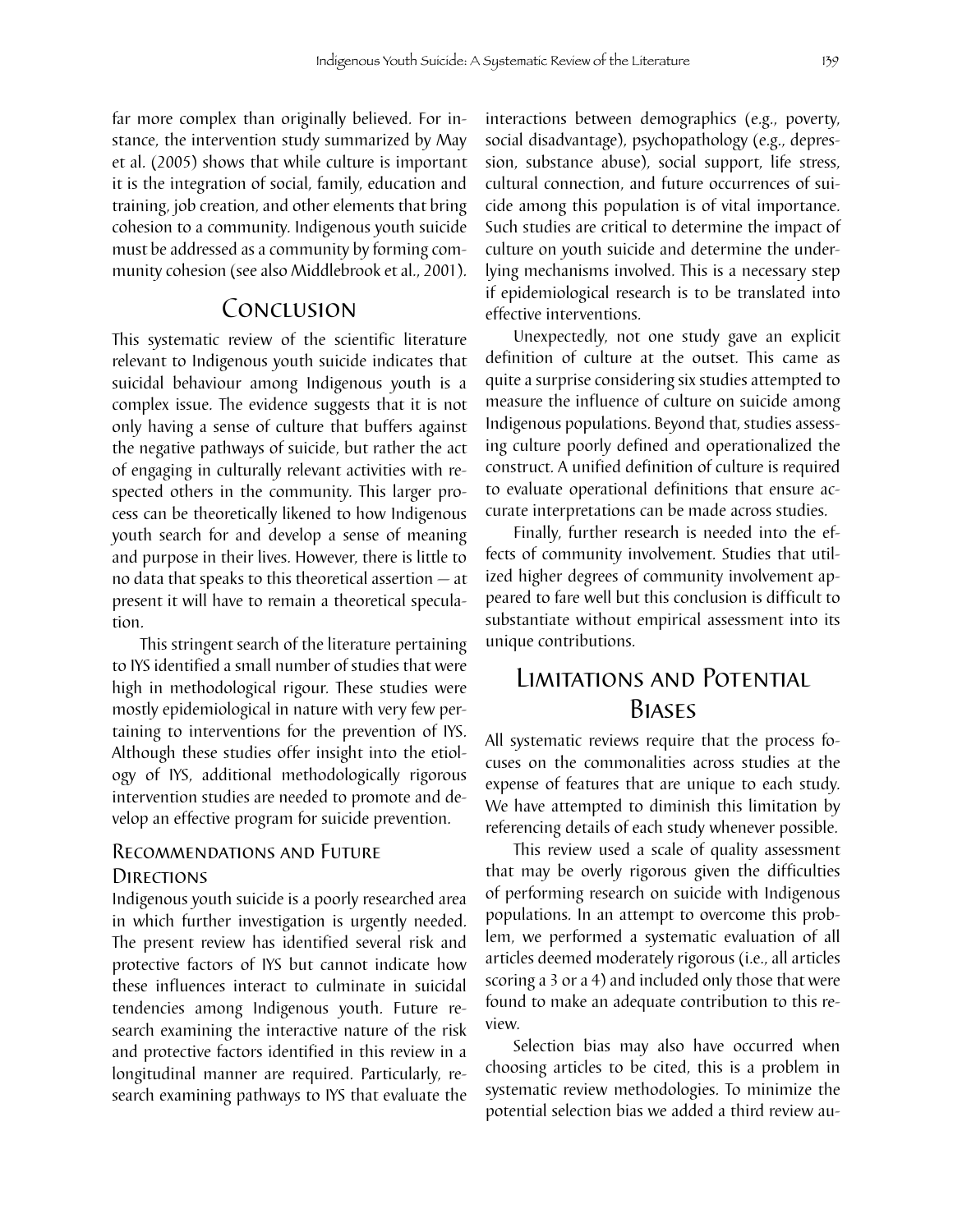far more complex than originally believed. For instance, the intervention study summarized by May et al. (2005) shows that while culture is important it is the integration of social, family, education and training, job creation, and other elements that bring cohesion to a community. Indigenous youth suicide must be addressed as a community by forming community cohesion (see also Middlebrook et al., 2001).

## Conclusion

This systematic review of the scientific literature relevant to Indigenous youth suicide indicates that suicidal behaviour among Indigenous youth is a complex issue. The evidence suggests that it is not only having a sense of culture that buffers against the negative pathways of suicide, but rather the act of engaging in culturally relevant activities with respected others in the community. This larger process can be theoretically likened to how Indigenous youth search for and develop a sense of meaning and purpose in their lives. However, there is little to no data that speaks to this theoretical assertion — at present it will have to remain a theoretical speculation.

This stringent search of the literature pertaining to IYS identified a small number of studies that were high in methodological rigour. These studies were mostly epidemiological in nature with very few pertaining to interventions for the prevention of IYS. Although these studies offer insight into the etiology of IYS, additional methodologically rigorous intervention studies are needed to promote and develop an effective program for suicide prevention.

### Recommendations and Future Directions

Indigenous youth suicide is a poorly researched area in which further investigation is urgently needed. The present review has identified several risk and protective factors of IYS but cannot indicate how these influences interact to culminate in suicidal tendencies among Indigenous youth. Future research examining the interactive nature of the risk and protective factors identified in this review in a longitudinal manner are required. Particularly, research examining pathways to IYS that evaluate the interactions between demographics (e.g., poverty, social disadvantage), psychopathology (e.g., depression, substance abuse), social support, life stress, cultural connection, and future occurrences of suicide among this population is of vital importance. Such studies are critical to determine the impact of culture on youth suicide and determine the underlying mechanisms involved. This is a necessary step if epidemiological research is to be translated into effective interventions.

Unexpectedly, not one study gave an explicit definition of culture at the outset. This came as quite a surprise considering six studies attempted to measure the influence of culture on suicide among Indigenous populations. Beyond that, studies assessing culture poorly defined and operationalized the construct. A unified definition of culture is required to evaluate operational definitions that ensure accurate interpretations can be made across studies.

Finally, further research is needed into the effects of community involvement. Studies that utilized higher degrees of community involvement appeared to fare well but this conclusion is difficult to substantiate without empirical assessment into its unique contributions.

## Limitations and Potential Biases

All systematic reviews require that the process focuses on the commonalities across studies at the expense of features that are unique to each study. We have attempted to diminish this limitation by referencing details of each study whenever possible.

This review used a scale of quality assessment that may be overly rigorous given the difficulties of performing research on suicide with Indigenous populations. In an attempt to overcome this problem, we performed a systematic evaluation of all articles deemed moderately rigorous (i.e., all articles scoring a 3 or a 4) and included only those that were found to make an adequate contribution to this review.

Selection bias may also have occurred when choosing articles to be cited, this is a problem in systematic review methodologies. To minimize the potential selection bias we added a third review au-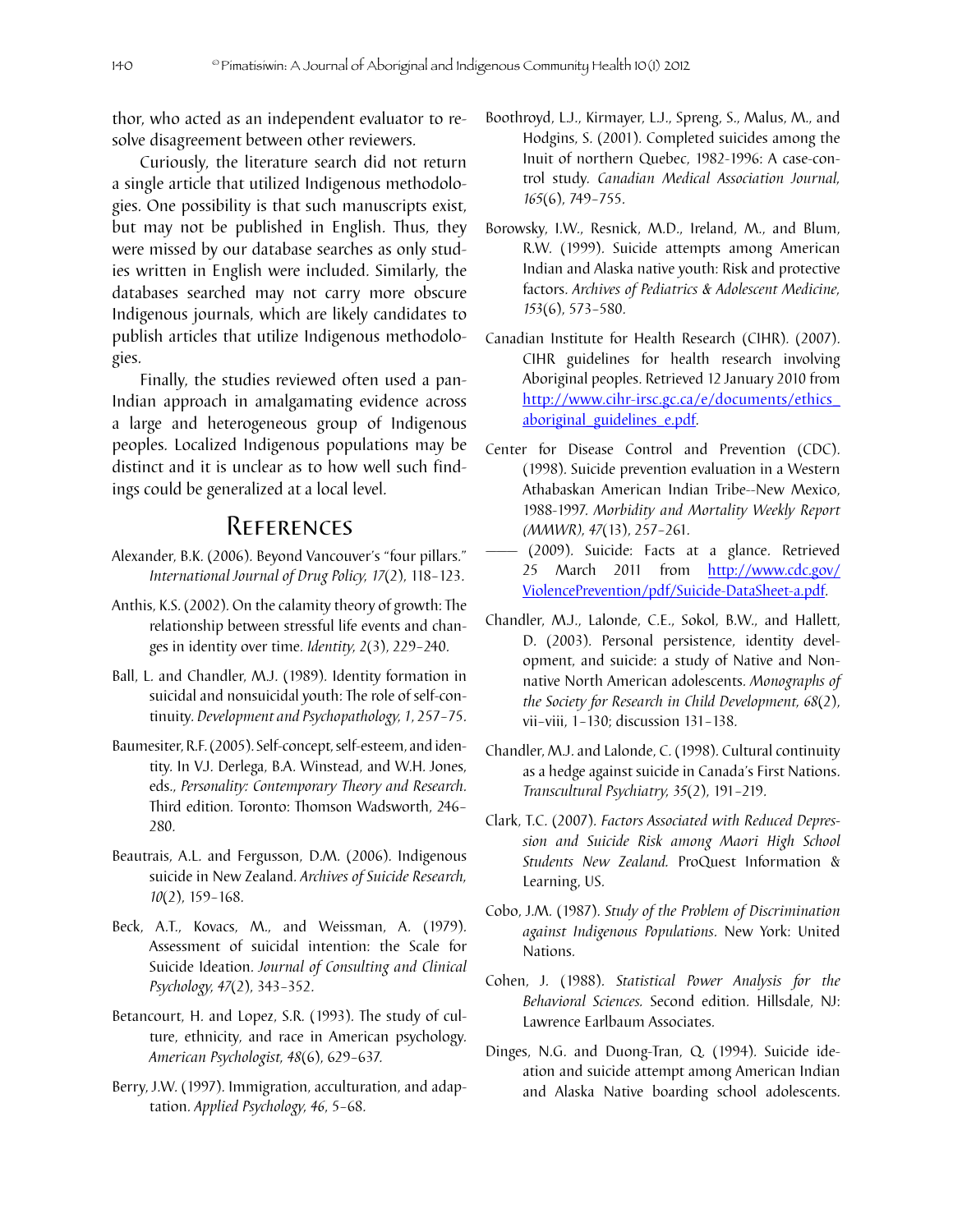thor, who acted as an independent evaluator to resolve disagreement between other reviewers.

Curiously, the literature search did not return a single article that utilized Indigenous methodologies. One possibility is that such manuscripts exist, but may not be published in English. Thus, they were missed by our database searches as only studies written in English were included. Similarly, the databases searched may not carry more obscure Indigenous journals, which are likely candidates to publish articles that utilize Indigenous methodologies.

Finally, the studies reviewed often used a pan-Indian approach in amalgamating evidence across a large and heterogeneous group of Indigenous peoples. Localized Indigenous populations may be distinct and it is unclear as to how well such findings could be generalized at a local level.

## References

Alexander, B.K. (2006). Beyond Vancouver's "four pillars." *International Journal of Drug Policy, 17*(2), 118–123.

Anthis, K.S. (2002). On the calamity theory of growth: The relationship between stressful life events and changes in identity over time. *Identity, 2*(3), 229–240.

Ball, L. and Chandler, M.J. (1989). Identity formation in suicidal and nonsuicidal youth: The role of self-continuity. *Development and Psychopathology, 1*, 257–75.

Baumesiter, R.F. (2005). Self-concept, self-esteem, and identity. In V.J. Derlega, B.A. Winstead, and W.H. Jones, eds., *Personality: Contemporary Theory and Research*. Third edition. Toronto: Thomson Wadsworth, 246–280.

Beautrais, A.L. and Fergusson, D.M. (2006). Indigenous suicide in New Zealand. *Archives of Suicide Research, 10*(2), 159–168.

Beck, A.T., Kovacs, M., and Weissman, A. (1979). Assessment of suicidal intention: the Scale for Suicide Ideation. *Journal of Consulting and Clinical Psychology, 47*(2), 343–352.

Betancourt, H. and Lopez, S.R. (1993). The study of culture, ethnicity, and race in American psychology. *American Psychologist, 48*(6), 629–637.

Berry, J.W. (1997). Immigration, acculturation, and adaptation. *Applied Psychology, 46*, 5–68.

Boothroyd, L.J., Kirmayer, L.J., Spreng, S., Malus, M., and Hodgins, S. (2001). Completed suicides among the Inuit of northern Quebec, 1982-1996: A case-control study. *Canadian Medical Association Journal, 165*(6), 749–755.

Borowsky, I.W., Resnick, M.D., Ireland, M., and Blum, R.W. (1999). Suicide attempts among American Indian and Alaska native youth: Risk and protective factors. *Archives of Pediatrics & Adolescent Medicine, 153*(6), 573–580.

Canadian Institute for Health Research (CIHR). (2007). CIHR guidelines for health research involving Aboriginal peoples. Retrieved 12 January 2010 from http://www.cihr-irsc.gc.ca/e/documents/ethics_aboriginal_guidelines_e.pdf.

Center for Disease Control and Prevention (CDC). (1998). Suicide prevention evaluation in a Western Athabaskan American Indian Tribe--New Mexico, 1988-1997. *Morbidity and Mortality Weekly Report (MMWR), 47*(13), 257–261.

—— (2009). Suicide: Facts at a glance. Retrieved 25 March 2011 from http://www.cdc.gov/ViolencePrevention/pdf/Suicide-DataSheet-a.pdf.

Chandler, M.J., Lalonde, C.E., Sokol, B.W., and Hallett, D. (2003). Personal persistence, identity development, and suicide: a study of Native and Non-native North American adolescents. *Monographs of the Society for Research in Child Development, 68*(2), vii–viii, 1–130; discussion 131–138.

Chandler, M.J. and Lalonde, C. (1998). Cultural continuity as a hedge against suicide in Canada's First Nations. *Transcultural Psychiatry, 35*(2), 191–219.

Clark, T.C. (2007). *Factors Associated with Reduced Depression and Suicide Risk among Maori High School Students New Zealand.* ProQuest Information & Learning, US.

Cobo, J.M. (1987). *Study of the Problem of Discrimination against Indigenous Populations*. New York: United Nations.

Cohen, J. (1988). *Statistical Power Analysis for the Behavioral Sciences*. Second edition. Hillsdale, NJ: Lawrence Earlbaum Associates.

Dinges, N.G. and Duong-Tran, Q. (1994). Suicide ideation and suicide attempt among American Indian and Alaska Native boarding school adolescents.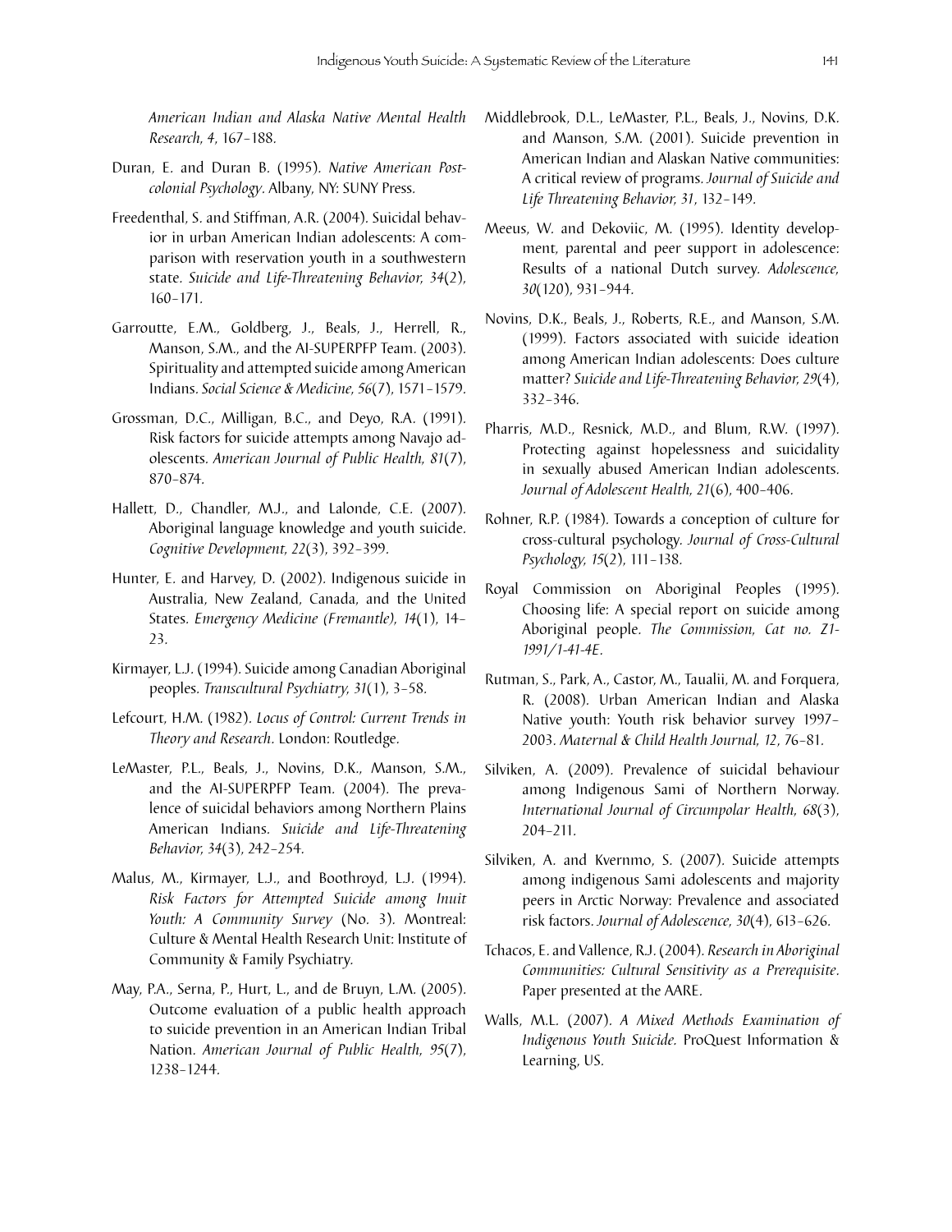*American Indian and Alaska Native Mental Health Research, 4*, 167–188.

Duran, E. and Duran B. (1995). *Native American Post-colonial Psychology*. Albany, NY: SUNY Press.

Freedenthal, S. and Stiffman, A.R. (2004). Suicidal behavior in urban American Indian adolescents: A comparison with reservation youth in a southwestern state. *Suicide and Life-Threatening Behavior, 34*(2), 160–171.

Garroutte, E.M., Goldberg, J., Beals, J., Herrell, R., Manson, S.M., and the AI-SUPERPFP Team. (2003). Spirituality and attempted suicide among American Indians. *Social Science & Medicine, 56*(7), 1571–1579.

Grossman, D.C., Milligan, B.C., and Deyo, R.A. (1991). Risk factors for suicide attempts among Navajo adolescents. *American Journal of Public Health, 81*(7), 870–874.

Hallett, D., Chandler, M.J., and Lalonde, C.E. (2007). Aboriginal language knowledge and youth suicide. *Cognitive Development, 22*(3), 392–399.

Hunter, E. and Harvey, D. (2002). Indigenous suicide in Australia, New Zealand, Canada, and the United States. *Emergency Medicine (Fremantle), 14*(1), 14–23.

Kirmayer, L.J. (1994). Suicide among Canadian Aboriginal peoples. *Transcultural Psychiatry, 31*(1), 3–58.

Lefcourt, H.M. (1982). *Locus of Control: Current Trends in Theory and Research*. London: Routledge.

LeMaster, P.L., Beals, J., Novins, D.K., Manson, S.M., and the AI-SUPERPFP Team. (2004). The prevalence of suicidal behaviors among Northern Plains American Indians. *Suicide and Life-Threatening Behavior, 34*(3), 242–254.

Malus, M., Kirmayer, L.J., and Boothroyd, L.J. (1994). *Risk Factors for Attempted Suicide among Inuit Youth: A Community Survey* (No. 3). Montreal: Culture & Mental Health Research Unit: Institute of Community & Family Psychiatry.

May, P.A., Serna, P., Hurt, L., and de Bruyn, L.M. (2005). Outcome evaluation of a public health approach to suicide prevention in an American Indian Tribal Nation. *American Journal of Public Health, 95*(7), 1238–1244.

Middlebrook, D.L., LeMaster, P.L., Beals, J., Novins, D.K. and Manson, S.M. (2001). Suicide prevention in American Indian and Alaskan Native communities: A critical review of programs. *Journal of Suicide and Life Threatening Behavior, 31*, 132–149.

Meeus, W. and Dekoviic, M. (1995). Identity development, parental and peer support in adolescence: Results of a national Dutch survey. *Adolescence, 30*(120), 931–944.

Novins, D.K., Beals, J., Roberts, R.E., and Manson, S.M. (1999). Factors associated with suicide ideation among American Indian adolescents: Does culture matter? *Suicide and Life-Threatening Behavior, 29*(4), 332–346.

Pharris, M.D., Resnick, M.D., and Blum, R.W. (1997). Protecting against hopelessness and suicidality in sexually abused American Indian adolescents. *Journal of Adolescent Health, 21*(6), 400–406.

Rohner, R.P. (1984). Towards a conception of culture for cross-cultural psychology. *Journal of Cross-Cultural Psychology, 15*(2), 111–138.

Royal Commission on Aboriginal Peoples (1995). Choosing life: A special report on suicide among Aboriginal people. *The Commission, Cat no. Z1-1991/1-41-4E*.

Rutman, S., Park, A., Castor, M., Taualii, M. and Forquera, R. (2008). Urban American Indian and Alaska Native youth: Youth risk behavior survey 1997–2003. *Maternal & Child Health Journal, 12*, 76–81.

Silviken, A. (2009). Prevalence of suicidal behaviour among Indigenous Sami of Northern Norway. *International Journal of Circumpolar Health, 68*(3), 204–211.

Silviken, A. and Kvernmo, S. (2007). Suicide attempts among indigenous Sami adolescents and majority peers in Arctic Norway: Prevalence and associated risk factors. *Journal of Adolescence, 30*(4), 613–626.

Tchacos, E. and Vallence, R.J. (2004). *Research in Aboriginal Communities: Cultural Sensitivity as a Prerequisite*. Paper presented at the AARE.

Walls, M.L. (2007). *A Mixed Methods Examination of Indigenous Youth Suicide.* ProQuest Information & Learning, US.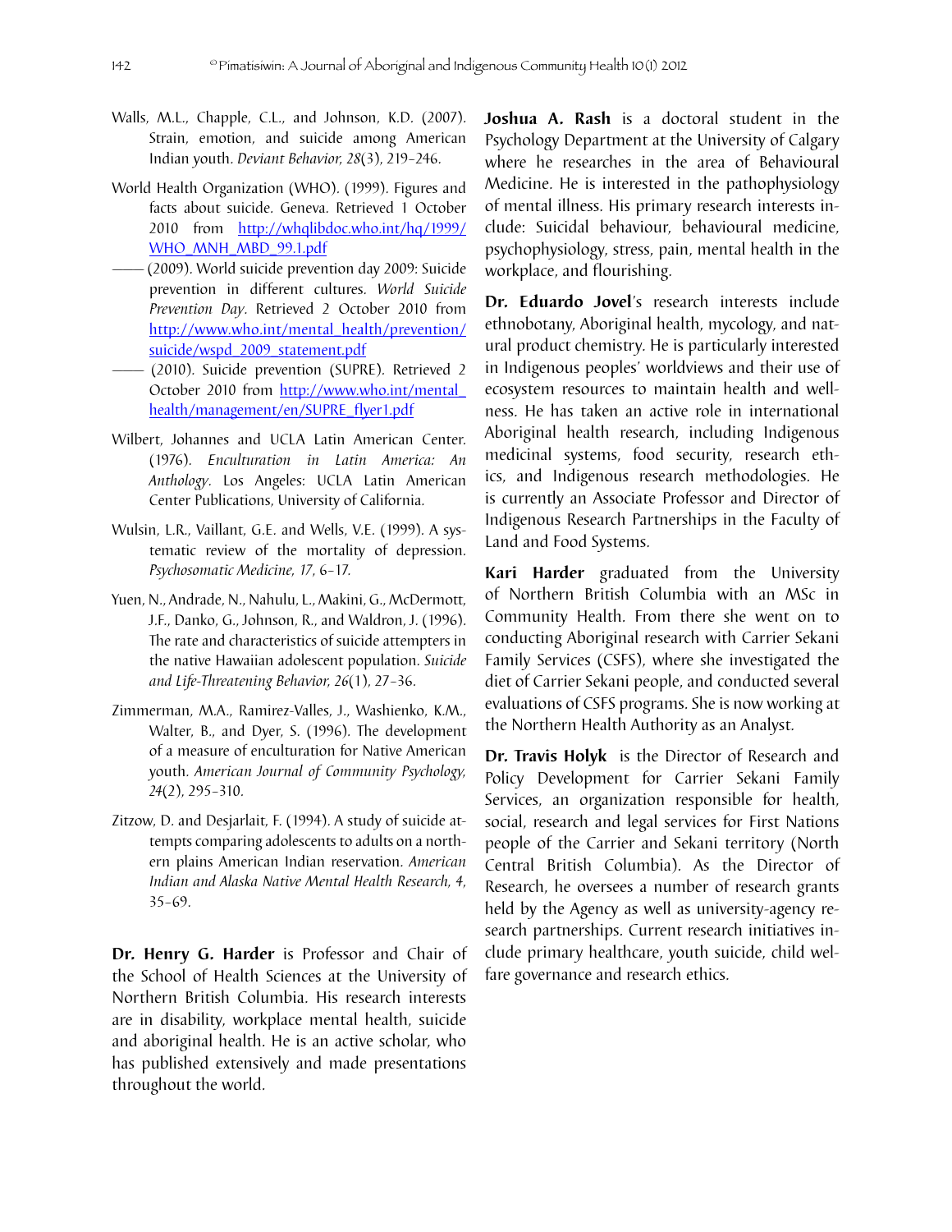Walls, M.L., Chapple, C.L., and Johnson, K.D. (2007). Strain, emotion, and suicide among American Indian youth. *Deviant Behavior, 28*(3), 219–246.

World Health Organization (WHO). (1999). Figures and facts about suicide. Geneva. Retrieved 1 October 2010 from http://whqlibdoc.who.int/hq/1999/WHO_MNH_MBD_99.1.pdf

—— (2009). World suicide prevention day 2009: Suicide prevention in different cultures. *World Suicide Prevention Day*. Retrieved 2 October 2010 from http://www.who.int/mental_health/prevention/suicide/wspd_2009_statement.pdf

—— (2010). Suicide prevention (SUPRE). Retrieved 2 October 2010 from http://www.who.int/mental_health/management/en/SUPRE_flyer1.pdf

Wilbert, Johannes and UCLA Latin American Center. (1976). *Enculturation in Latin America: An Anthology*. Los Angeles: UCLA Latin American Center Publications, University of California.

Wulsin, L.R., Vaillant, G.E. and Wells, V.E. (1999). A systematic review of the mortality of depression. *Psychosomatic Medicine, 17*, 6–17.

Yuen, N., Andrade, N., Nahulu, L., Makini, G., McDermott, J.F., Danko, G., Johnson, R., and Waldron, J. (1996). The rate and characteristics of suicide attempters in the native Hawaiian adolescent population. *Suicide and Life-Threatening Behavior, 26*(1), 27–36.

Zimmerman, M.A., Ramirez-Valles, J., Washienko, K.M., Walter, B., and Dyer, S. (1996). The development of a measure of enculturation for Native American youth. *American Journal of Community Psychology, 24*(2), 295–310.

Zitzow, D. and Desjarlait, F. (1994). A study of suicide attempts comparing adolescents to adults on a northern plains American Indian reservation. *American Indian and Alaska Native Mental Health Research, 4*, 35–69.

**Dr. Henry G. Harder** is Professor and Chair of the School of Health Sciences at the University of Northern British Columbia. His research interests are in disability, workplace mental health, suicide and aboriginal health. He is an active scholar, who has published extensively and made presentations throughout the world.

**Joshua A. Rash** is a doctoral student in the Psychology Department at the University of Calgary where he researches in the area of Behavioural Medicine. He is interested in the pathophysiology of mental illness. His primary research interests include: Suicidal behaviour, behavioural medicine, psychophysiology, stress, pain, mental health in the workplace, and flourishing.

**Dr. Eduardo Jovel**'s research interests include ethnobotany, Aboriginal health, mycology, and natural product chemistry. He is particularly interested in Indigenous peoples' worldviews and their use of ecosystem resources to maintain health and wellness. He has taken an active role in international Aboriginal health research, including Indigenous medicinal systems, food security, research ethics, and Indigenous research methodologies. He is currently an Associate Professor and Director of Indigenous Research Partnerships in the Faculty of Land and Food Systems.

**Kari Harder** graduated from the University of Northern British Columbia with an MSc in Community Health. From there she went on to conducting Aboriginal research with Carrier Sekani Family Services (CSFS), where she investigated the diet of Carrier Sekani people, and conducted several evaluations of CSFS programs. She is now working at the Northern Health Authority as an Analyst.

**Dr. Travis Holyk** is the Director of Research and Policy Development for Carrier Sekani Family Services, an organization responsible for health, social, research and legal services for First Nations people of the Carrier and Sekani territory (North Central British Columbia). As the Director of Research, he oversees a number of research grants held by the Agency as well as university-agency research partnerships. Current research initiatives include primary healthcare, youth suicide, child welfare governance and research ethics.